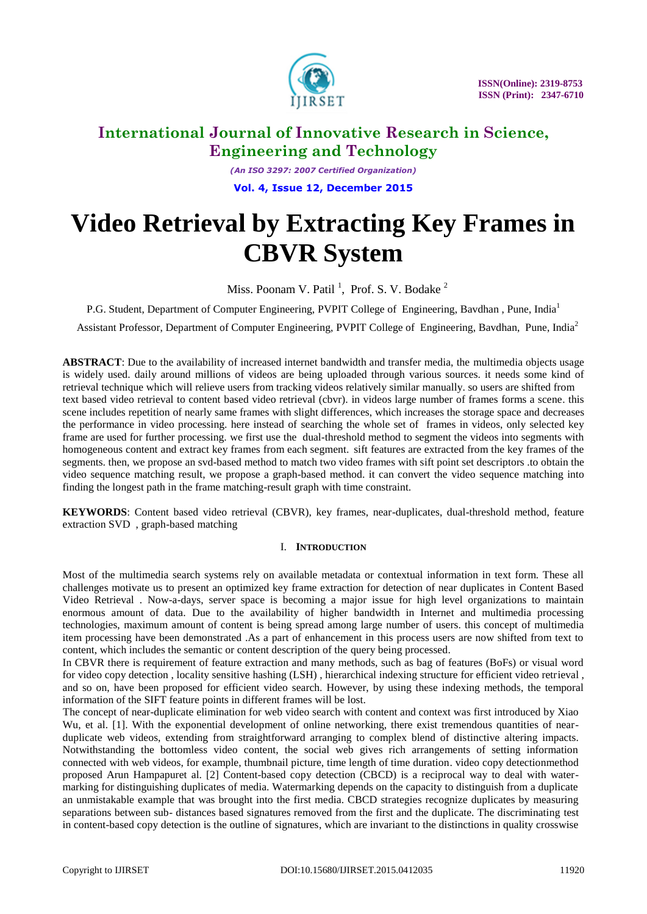# International Journal of Innovative Research in Science, Engineering and Technology

*(An ISO 3297: 2007 Certified Organization)*

**Vol. 4, Issue 12, December 2015**

# Video Retrieval by Extracting Key Frames in CBVR System

Miss. Poonam V. Patil [1], Prof. S. V. Bodake [2]

P.G. Student, Department of Computer Engineering, PVPIT College of Engineering, Bavdhan , Pune, India[1]

Assistant Professor, Department of Computer Engineering, PVPIT College of Engineering, Bavdhan, Pune, India[2]

**ABSTRACT**: Due to the availability of increased internet bandwidth and transfer media, the multimedia objects usage is widely used. daily around millions of videos are being uploaded through various sources. it needs some kind of retrieval technique which will relieve users from tracking videos relatively similar manually. so users are shifted from text based video retrieval to content based video retrieval (cbvr). in videos large number of frames forms a scene. this scene includes repetition of nearly same frames with slight differences, which increases the storage space and decreases the performance in video processing. here instead of searching the whole set of frames in videos, only selected key frame are used for further processing. we first use the dual-threshold method to segment the videos into segments with homogeneous content and extract key frames from each segment. sift features are extracted from the key frames of the segments. then, we propose an svd-based method to match two video frames with sift point set descriptors .to obtain the video sequence matching result, we propose a graph-based method. it can convert the video sequence matching into finding the longest path in the frame matching-result graph with time constraint.

**KEYWORDS**: Content based video retrieval (CBVR), key frames, near-duplicates, dual-threshold method, feature extraction SVD , graph-based matching

## I. Introduction

Most of the multimedia search systems rely on available metadata or contextual information in text form. These all challenges motivate us to present an optimized key frame extraction for detection of near duplicates in Content Based Video Retrieval . Now-a-days, server space is becoming a major issue for high level organizations to maintain enormous amount of data. Due to the availability of higher bandwidth in Internet and multimedia processing technologies, maximum amount of content is being spread among large number of users. this concept of multimedia item processing have been demonstrated .As a part of enhancement in this process users are now shifted from text to content, which includes the semantic or content description of the query being processed.

In CBVR there is requirement of feature extraction and many methods, such as bag of features (BoFs) or visual word for video copy detection , locality sensitive hashing (LSH) , hierarchical indexing structure for efficient video retrieval , and so on, have been proposed for efficient video search. However, by using these indexing methods, the temporal information of the SIFT feature points in different frames will be lost.

The concept of near-duplicate elimination for web video search with content and context was first introduced by Xiao Wu, et al. [1]. With the exponential development of online networking, there exist tremendous quantities of near-duplicate web videos, extending from straightforward arranging to complex blend of distinctive altering impacts. Notwithstanding the bottomless video content, the social web gives rich arrangements of setting information connected with web videos, for example, thumbnail picture, time length of time duration. video copy detectionmethod proposed Arun Hampapuret al. [2] Content-based copy detection (CBCD) is a reciprocal way to deal with water-marking for distinguishing duplicates of media. Watermarking depends on the capacity to distinguish from a duplicate an unmistakable example that was brought into the first media. CBCD strategies recognize duplicates by measuring separations between sub- distances based signatures removed from the first and the duplicate. The discriminating test in content-based copy detection is the outline of signatures, which are invariant to the distinctions in quality crosswise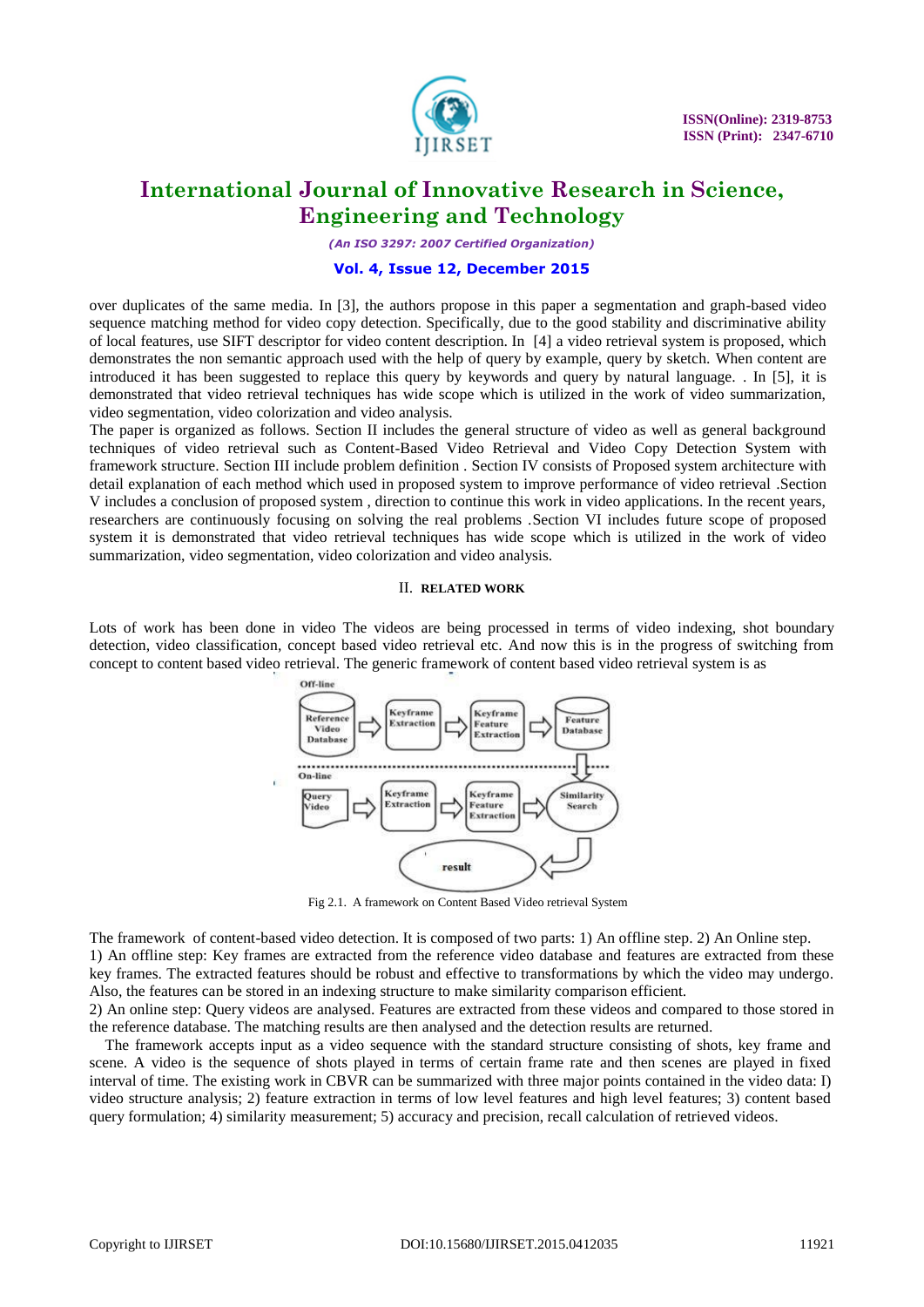over duplicates of the same media. In [3], the authors propose in this paper a segmentation and graph-based video sequence matching method for video copy detection. Specifically, due to the good stability and discriminative ability of local features, use SIFT descriptor for video content description. In [4] a video retrieval system is proposed, which demonstrates the non semantic approach used with the help of query by example, query by sketch. When content are introduced it has been suggested to replace this query by keywords and query by natural language. . In [5], it is demonstrated that video retrieval techniques has wide scope which is utilized in the work of video summarization, video segmentation, video colorization and video analysis.

The paper is organized as follows. Section II includes the general structure of video as well as general background techniques of video retrieval such as Content-Based Video Retrieval and Video Copy Detection System with framework structure. Section III include problem definition . Section IV consists of Proposed system architecture with detail explanation of each method which used in proposed system to improve performance of video retrieval .Section V includes a conclusion of proposed system , direction to continue this work in video applications. In the recent years, researchers are continuously focusing on solving the real problems .Section VI includes future scope of proposed system it is demonstrated that video retrieval techniques has wide scope which is utilized in the work of video summarization, video segmentation, video colorization and video analysis.

## II. RELATED WORK

Lots of work has been done in video The videos are being processed in terms of video indexing, shot boundary detection, video classification, concept based video retrieval etc. And now this is in the progress of switching from concept to content based video retrieval. The generic framework of content based video retrieval system is as

Fig 2.1. A framework on Content Based Video retrieval System

The framework of content-based video detection. It is composed of two parts: 1) An offline step. 2) An Online step.

1) An offline step: Key frames are extracted from the reference video database and features are extracted from these key frames. The extracted features should be robust and effective to transformations by which the video may undergo. Also, the features can be stored in an indexing structure to make similarity comparison efficient.

2) An online step: Query videos are analysed. Features are extracted from these videos and compared to those stored in the reference database. The matching results are then analysed and the detection results are returned.

The framework accepts input as a video sequence with the standard structure consisting of shots, key frame and scene. A video is the sequence of shots played in terms of certain frame rate and then scenes are played in fixed interval of time. The existing work in CBVR can be summarized with three major points contained in the video data: I) video structure analysis; 2) feature extraction in terms of low level features and high level features; 3) content based query formulation; 4) similarity measurement; 5) accuracy and precision, recall calculation of retrieved videos.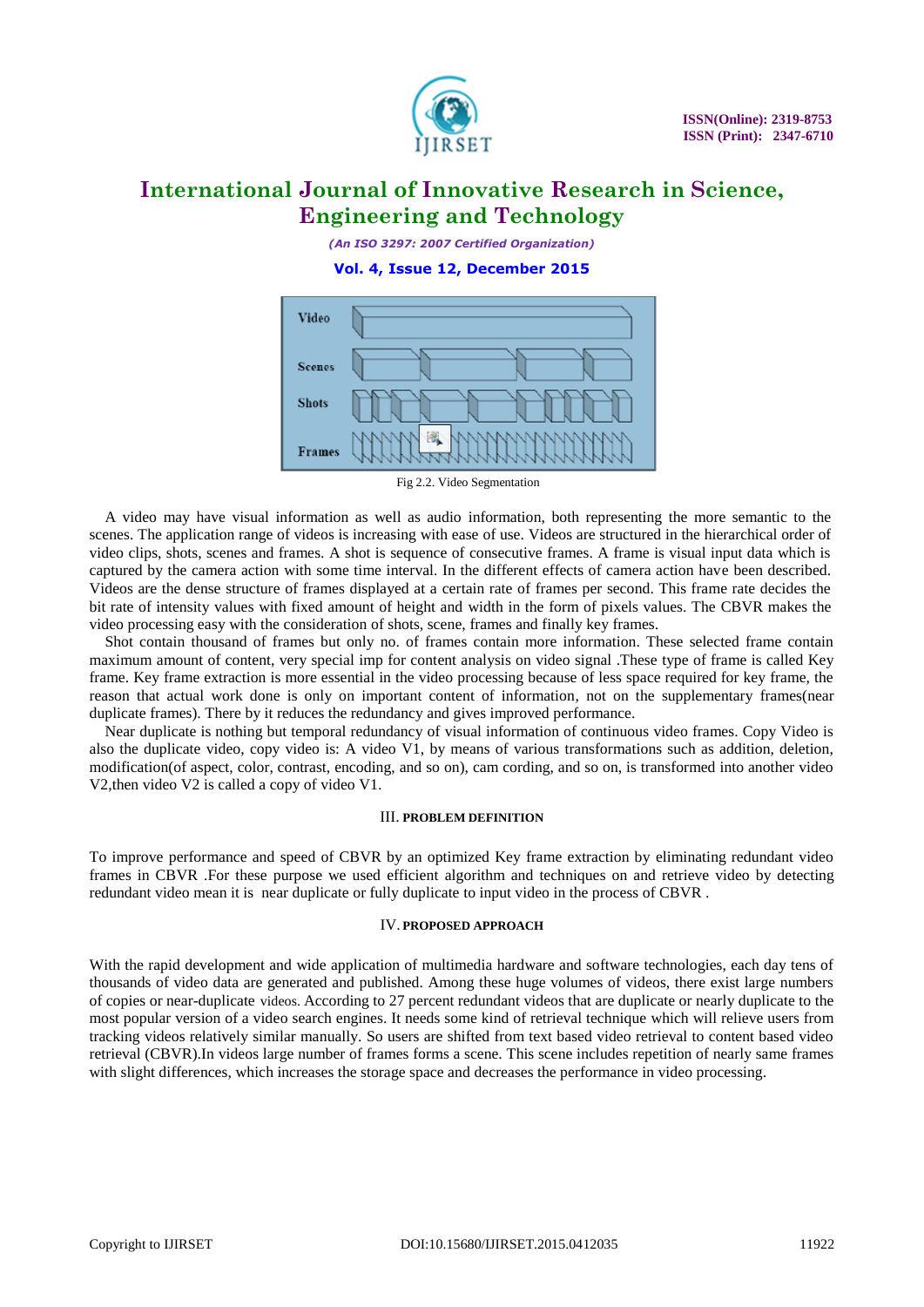Fig 2.2. Video Segmentation

A video may have visual information as well as audio information, both representing the more semantic to the scenes. The application range of videos is increasing with ease of use. Videos are structured in the hierarchical order of video clips, shots, scenes and frames. A shot is sequence of consecutive frames. A frame is visual input data which is captured by the camera action with some time interval. In the different effects of camera action have been described. Videos are the dense structure of frames displayed at a certain rate of frames per second. This frame rate decides the bit rate of intensity values with fixed amount of height and width in the form of pixels values. The CBVR makes the video processing easy with the consideration of shots, scene, frames and finally key frames.

Shot contain thousand of frames but only no. of frames contain more information. These selected frame contain maximum amount of content, very special imp for content analysis on video signal .These type of frame is called Key frame. Key frame extraction is more essential in the video processing because of less space required for key frame, the reason that actual work done is only on important content of information, not on the supplementary frames(near duplicate frames). There by it reduces the redundancy and gives improved performance.

Near duplicate is nothing but temporal redundancy of visual information of continuous video frames. Copy Video is also the duplicate video, copy video is: A video V1, by means of various transformations such as addition, deletion, modification(of aspect, color, contrast, encoding, and so on), cam cording, and so on, is transformed into another video V2,then video V2 is called a copy of video V1.

## III. PROBLEM DEFINITION

To improve performance and speed of CBVR by an optimized Key frame extraction by eliminating redundant video frames in CBVR .For these purpose we used efficient algorithm and techniques on and retrieve video by detecting redundant video mean it is near duplicate or fully duplicate to input video in the process of CBVR .

## IV. PROPOSED APPROACH

With the rapid development and wide application of multimedia hardware and software technologies, each day tens of thousands of video data are generated and published. Among these huge volumes of videos, there exist large numbers of copies or near-duplicate videos. According to 27 percent redundant videos that are duplicate or nearly duplicate to the most popular version of a video search engines. It needs some kind of retrieval technique which will relieve users from tracking videos relatively similar manually. So users are shifted from text based video retrieval to content based video retrieval (CBVR).In videos large number of frames forms a scene. This scene includes repetition of nearly same frames with slight differences, which increases the storage space and decreases the performance in video processing.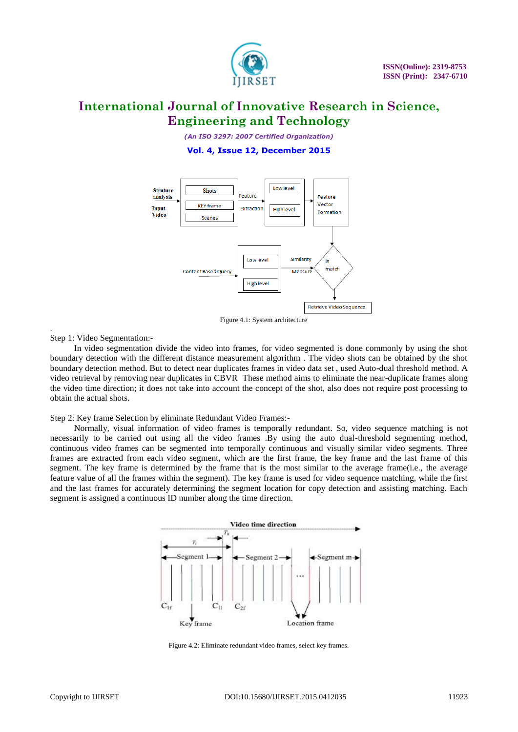Figure 4.1: System architecture

Step 1: Video Segmentation:-

In video segmentation divide the video into frames, for video segmented is done commonly by using the shot boundary detection with the different distance measurement algorithm . The video shots can be obtained by the shot boundary detection method. But to detect near duplicates frames in video data set , used Auto-dual threshold method. A video retrieval by removing near duplicates in CBVR These method aims to eliminate the near-duplicate frames along the video time direction; it does not take into account the concept of the shot, also does not require post processing to obtain the actual shots.

Step 2: Key frame Selection by eliminate Redundant Video Frames:-

Normally, visual information of video frames is temporally redundant. So, video sequence matching is not necessarily to be carried out using all the video frames .By using the auto dual-threshold segmenting method, continuous video frames can be segmented into temporally continuous and visually similar video segments. Three frames are extracted from each video segment, which are the first frame, the key frame and the last frame of this segment. The key frame is determined by the frame that is the most similar to the average frame(i.e., the average feature value of all the frames within the segment). The key frame is used for video sequence matching, while the first and the last frames for accurately determining the segment location for copy detection and assisting matching. Each segment is assigned a continuous ID number along the time direction.

Figure 4.2: Eliminate redundant video frames, select key frames.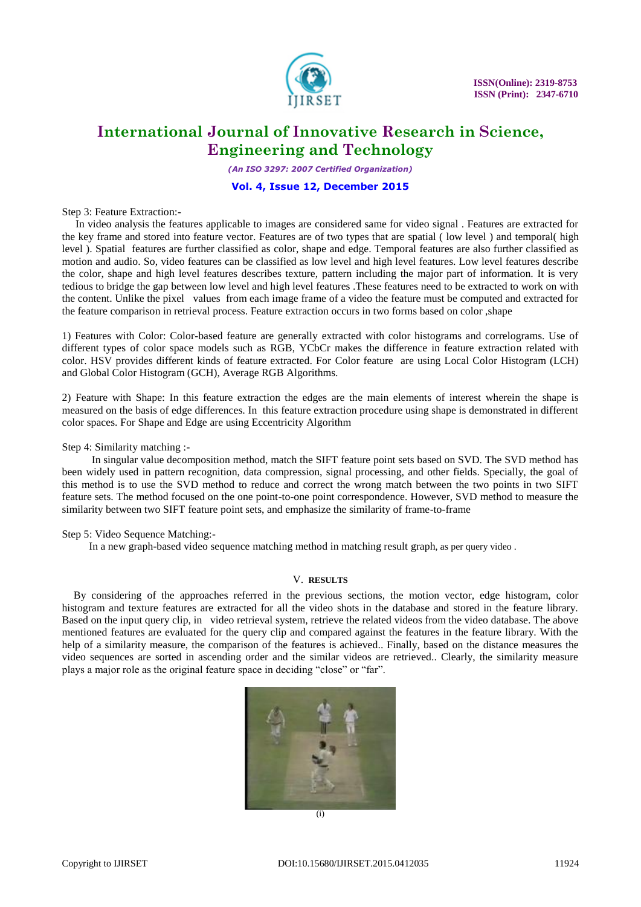Step 3: Feature Extraction:-

In video analysis the features applicable to images are considered same for video signal . Features are extracted for the key frame and stored into feature vector. Features are of two types that are spatial ( low level ) and temporal( high level ). Spatial features are further classified as color, shape and edge. Temporal features are also further classified as motion and audio. So, video features can be classified as low level and high level features. Low level features describe the color, shape and high level features describes texture, pattern including the major part of information. It is very tedious to bridge the gap between low level and high level features .These features need to be extracted to work on with the content. Unlike the pixel values from each image frame of a video the feature must be computed and extracted for the feature comparison in retrieval process. Feature extraction occurs in two forms based on color ,shape

1) Features with Color: Color-based feature are generally extracted with color histograms and correlograms. Use of different types of color space models such as RGB, YCbCr makes the difference in feature extraction related with color. HSV provides different kinds of feature extracted. For Color feature are using Local Color Histogram (LCH) and Global Color Histogram (GCH), Average RGB Algorithms.

2) Feature with Shape: In this feature extraction the edges are the main elements of interest wherein the shape is measured on the basis of edge differences. In this feature extraction procedure using shape is demonstrated in different color spaces. For Shape and Edge are using Eccentricity Algorithm

Step 4: Similarity matching :-

In singular value decomposition method, match the SIFT feature point sets based on SVD. The SVD method has been widely used in pattern recognition, data compression, signal processing, and other fields. Specially, the goal of this method is to use the SVD method to reduce and correct the wrong match between the two points in two SIFT feature sets. The method focused on the one point-to-one point correspondence. However, SVD method to measure the similarity between two SIFT feature point sets, and emphasize the similarity of frame-to-frame

Step 5: Video Sequence Matching:-

In a new graph-based video sequence matching method in matching result graph, as per query video .

## V. RESULTS

By considering of the approaches referred in the previous sections, the motion vector, edge histogram, color histogram and texture features are extracted for all the video shots in the database and stored in the feature library. Based on the input query clip, in video retrieval system, retrieve the related videos from the video database. The above mentioned features are evaluated for the query clip and compared against the features in the feature library. With the help of a similarity measure, the comparison of the features is achieved.. Finally, based on the distance measures the video sequences are sorted in ascending order and the similar videos are retrieved.. Clearly, the similarity measure plays a major role as the original feature space in deciding "close" or "far".

(i)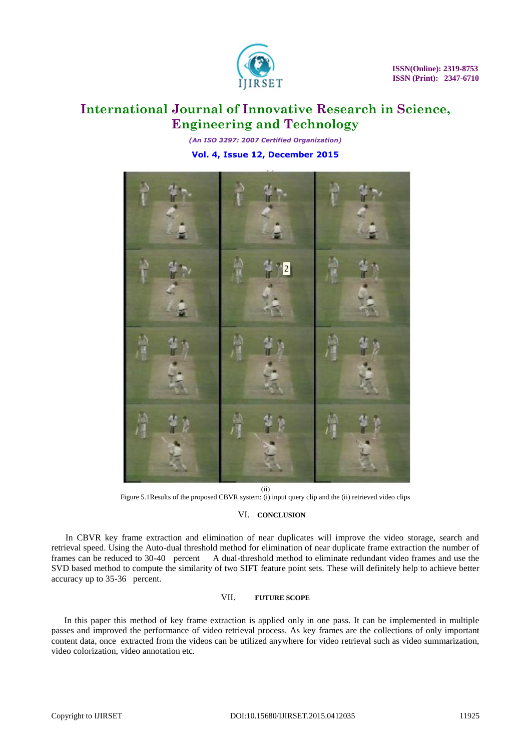(ii)

Figure 5.1Results of the proposed CBVR system: (i) input query clip and the (ii) retrieved video clips

## VI. CONCLUSION

In CBVR key frame extraction and elimination of near duplicates will improve the video storage, search and retrieval speed. Using the Auto-dual threshold method for elimination of near duplicate frame extraction the number of frames can be reduced to 30-40 percent A dual-threshold method to eliminate redundant video frames and use the SVD based method to compute the similarity of two SIFT feature point sets. These will definitely help to achieve better accuracy up to 35-36 percent.

## VII. FUTURE SCOPE

In this paper this method of key frame extraction is applied only in one pass. It can be implemented in multiple passes and improved the performance of video retrieval process. As key frames are the collections of only important content data, once extracted from the videos can be utilized anywhere for video retrieval such as video summarization, video colorization, video annotation etc.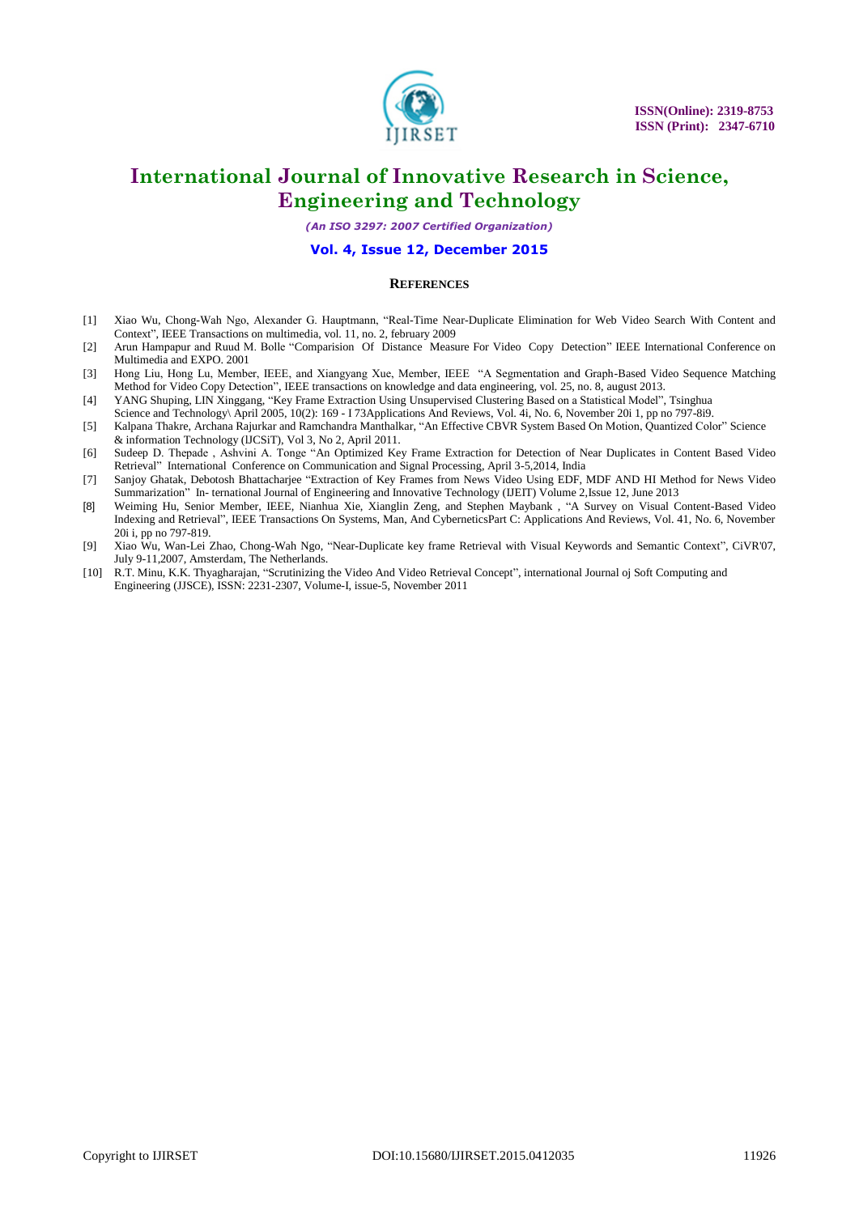## REFERENCES

[1] Xiao Wu, Chong-Wah Ngo, Alexander G. Hauptmann, "Real-Time Near-Duplicate Elimination for Web Video Search With Content and Context", IEEE Transactions on multimedia, vol. 11, no. 2, february 2009

[2] Arun Hampapur and Ruud M. Bolle "Comparision Of Distance Measure For Video Copy Detection" IEEE International Conference on Multimedia and EXPO. 2001

[3] Hong Liu, Hong Lu, Member, IEEE, and Xiangyang Xue, Member, IEEE "A Segmentation and Graph-Based Video Sequence Matching Method for Video Copy Detection", IEEE transactions on knowledge and data engineering, vol. 25, no. 8, august 2013.

[4] YANG Shuping, LIN Xinggang, "Key Frame Extraction Using Unsupervised Clustering Based on a Statistical Model", Tsinghua Science and Technology\ April 2005, 10(2): 169 - I 73Applications And Reviews, Vol. 4i, No. 6, November 20i 1, pp no 797-8i9.

[5] Kalpana Thakre, Archana Rajurkar and Ramchandra Manthalkar, "An Effective CBVR System Based On Motion, Quantized Color" Science & information Technology (IJCSiT), Vol 3, No 2, April 2011.

[6] Sudeep D. Thepade , Ashvini A. Tonge "An Optimized Key Frame Extraction for Detection of Near Duplicates in Content Based Video Retrieval" International Conference on Communication and Signal Processing, April 3-5,2014, India

[7] Sanjoy Ghatak, Debotosh Bhattacharjee "Extraction of Key Frames from News Video Using EDF, MDF AND HI Method for News Video Summarization" In- ternational Journal of Engineering and Innovative Technology (IJEIT) Volume 2,Issue 12, June 2013

[8] Weiming Hu, Senior Member, IEEE, Nianhua Xie, Xianglin Zeng, and Stephen Maybank , "A Survey on Visual Content-Based Video Indexing and Retrieval", IEEE Transactions On Systems, Man, And CyberneticsPart C: Applications And Reviews, Vol. 41, No. 6, November 20i i, pp no 797-819.

[9] Xiao Wu, Wan-Lei Zhao, Chong-Wah Ngo, "Near-Duplicate key frame Retrieval with Visual Keywords and Semantic Context", CiVR'07, July 9-11,2007, Amsterdam, The Netherlands.

[10] R.T. Minu, K.K. Thyagharajan, "Scrutinizing the Video And Video Retrieval Concept", international Journal oj Soft Computing and Engineering (JJSCE), ISSN: 2231-2307, Volume-I, issue-5, November 2011